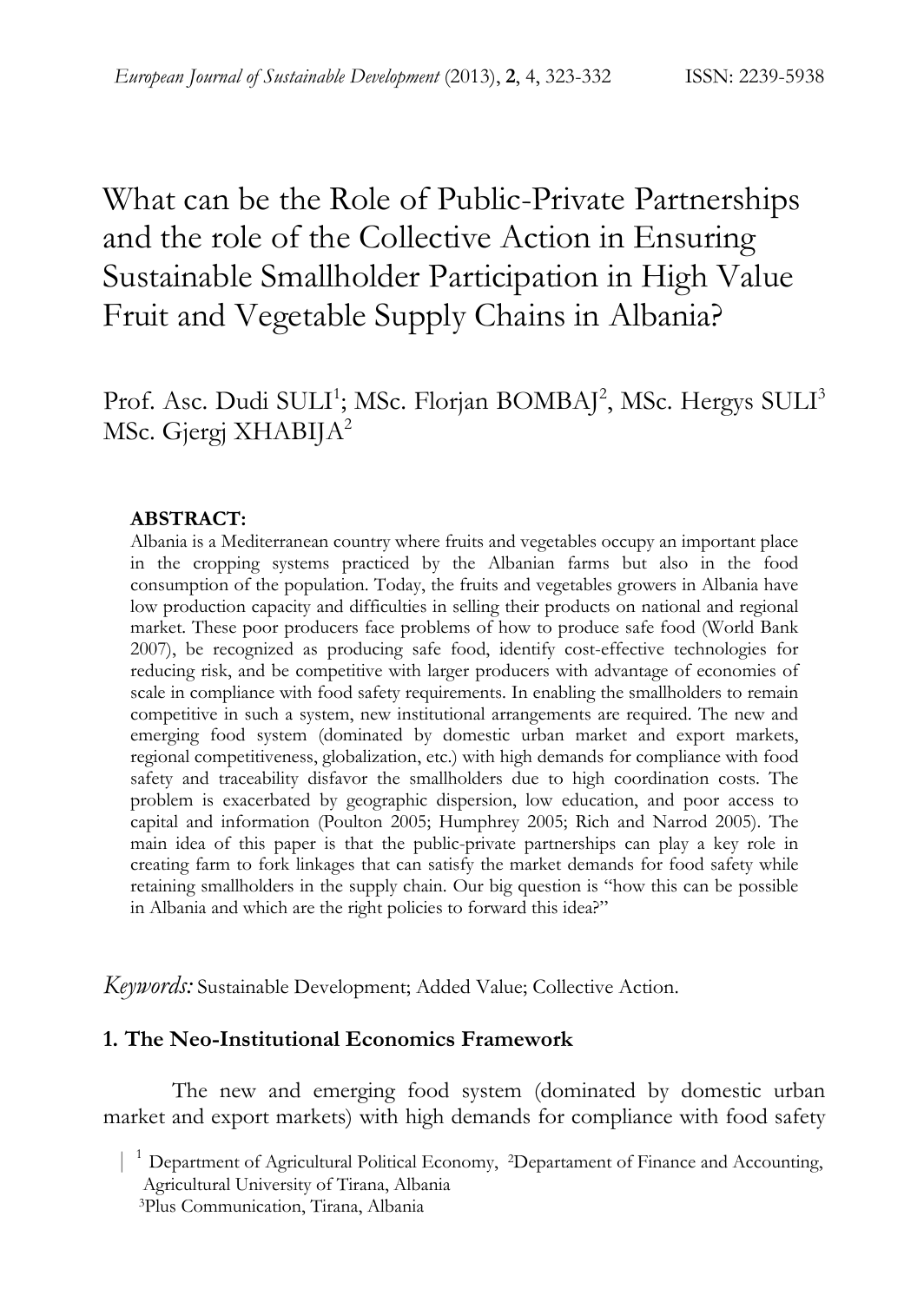# What can be the Role of Public-Private Partnerships and the role of the Collective Action in Ensuring Sustainable Smallholder Participation in High Value Fruit and Vegetable Supply Chains in Albania?

Prof. Asc. Dudi SULI[1]; MSc. Florjan BOMBAJ[2], MSc. Hergys SULI[3] MSc. Gjergj XHABIJA[2]

**ABSTRACT:**

Albania is a Mediterranean country where fruits and vegetables occupy an important place in the cropping systems practiced by the Albanian farms but also in the food consumption of the population. Today, the fruits and vegetables growers in Albania have low production capacity and difficulties in selling their products on national and regional market. These poor producers face problems of how to produce safe food (World Bank 2007), be recognized as producing safe food, identify cost-effective technologies for reducing risk, and be competitive with larger producers with advantage of economies of scale in compliance with food safety requirements. In enabling the smallholders to remain competitive in such a system, new institutional arrangements are required. The new and emerging food system (dominated by domestic urban market and export markets, regional competitiveness, globalization, etc.) with high demands for compliance with food safety and traceability disfavor the smallholders due to high coordination costs. The problem is exacerbated by geographic dispersion, low education, and poor access to capital and information (Poulton 2005; Humphrey 2005; Rich and Narrod 2005). The main idea of this paper is that the public-private partnerships can play a key role in creating farm to fork linkages that can satisfy the market demands for food safety while retaining smallholders in the supply chain. Our big question is "how this can be possible in Albania and which are the right policies to forward this idea?"

*Keywords:* Sustainable Development; Added Value; Collective Action.

## 1. The Neo-Institutional Economics Framework

The new and emerging food system (dominated by domestic urban market and export markets) with high demands for compliance with food safety

[1] Department of Agricultural Political Economy, [2]Departament of Finance and Accounting, Agricultural University of Tirana, Albania
[3]Plus Communication, Tirana, Albania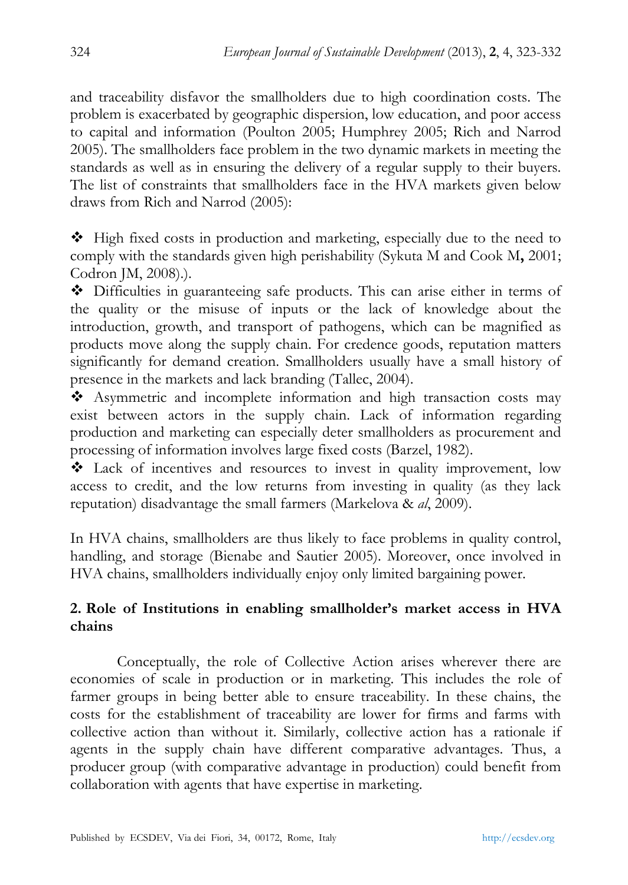and traceability disfavor the smallholders due to high coordination costs. The problem is exacerbated by geographic dispersion, low education, and poor access to capital and information (Poulton 2005; Humphrey 2005; Rich and Narrod 2005). The smallholders face problem in the two dynamic markets in meeting the standards as well as in ensuring the delivery of a regular supply to their buyers. The list of constraints that smallholders face in the HVA markets given below draws from Rich and Narrod (2005):

- High fixed costs in production and marketing, especially due to the need to comply with the standards given high perishability (Sykuta M and Cook M**,** 2001; Codron JM, 2008).).
- Difficulties in guaranteeing safe products. This can arise either in terms of the quality or the misuse of inputs or the lack of knowledge about the introduction, growth, and transport of pathogens, which can be magnified as products move along the supply chain. For credence goods, reputation matters significantly for demand creation. Smallholders usually have a small history of presence in the markets and lack branding (Tallec, 2004).
- Asymmetric and incomplete information and high transaction costs may exist between actors in the supply chain. Lack of information regarding production and marketing can especially deter smallholders as procurement and processing of information involves large fixed costs (Barzel, 1982).
- Lack of incentives and resources to invest in quality improvement, low access to credit, and the low returns from investing in quality (as they lack reputation) disadvantage the small farmers (Markelova & *al*, 2009).

In HVA chains, smallholders are thus likely to face problems in quality control, handling, and storage (Bienabe and Sautier 2005). Moreover, once involved in HVA chains, smallholders individually enjoy only limited bargaining power.

## 2. Role of Institutions in enabling smallholder's market access in HVA chains

Conceptually, the role of Collective Action arises wherever there are economies of scale in production or in marketing. This includes the role of farmer groups in being better able to ensure traceability. In these chains, the costs for the establishment of traceability are lower for firms and farms with collective action than without it. Similarly, collective action has a rationale if agents in the supply chain have different comparative advantages. Thus, a producer group (with comparative advantage in production) could benefit from collaboration with agents that have expertise in marketing.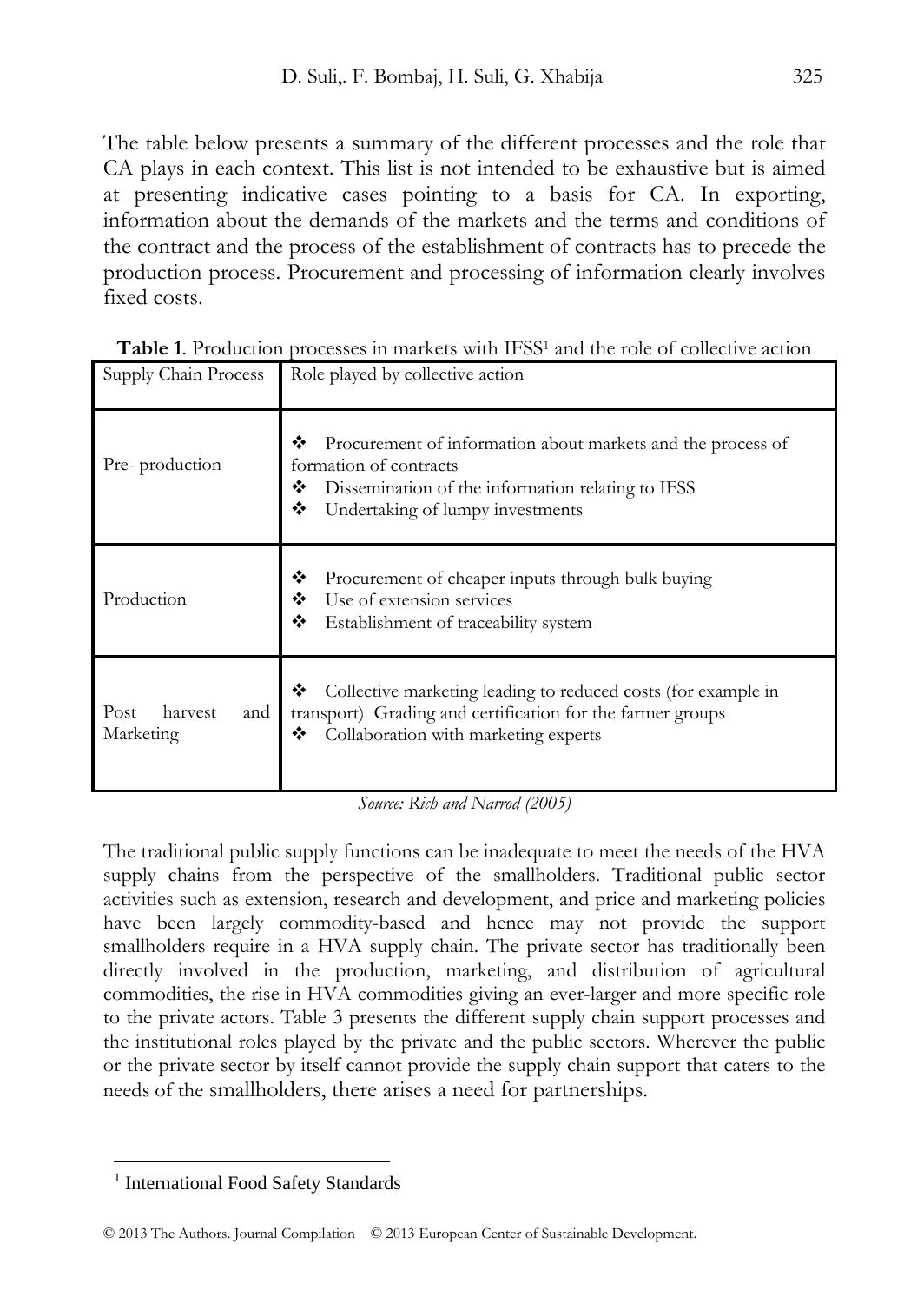The table below presents a summary of the different processes and the role that CA plays in each context. This list is not intended to be exhaustive but is aimed at presenting indicative cases pointing to a basis for CA. In exporting, information about the demands of the markets and the terms and conditions of the contract and the process of the establishment of contracts has to precede the production process. Procurement and processing of information clearly involves fixed costs.

**Table 1**. Production processes in markets with IFSS[1] and the role of collective action

| Supply Chain Process | Role played by collective action |
|---|---|
| Pre- production | ❖ Procurement of information about markets and the process of formation of contracts<br>❖ Dissemination of the information relating to IFSS<br>❖ Undertaking of lumpy investments |
| Production | ❖ Procurement of cheaper inputs through bulk buying<br>❖ Use of extension services<br>❖ Establishment of traceability system |
| Post harvest and Marketing | ❖ Collective marketing leading to reduced costs (for example in transport) Grading and certification for the farmer groups<br>❖ Collaboration with marketing experts |

*Source: Rich and Narrod (2005)*

The traditional public supply functions can be inadequate to meet the needs of the HVA supply chains from the perspective of the smallholders. Traditional public sector activities such as extension, research and development, and price and marketing policies have been largely commodity-based and hence may not provide the support smallholders require in a HVA supply chain. The private sector has traditionally been directly involved in the production, marketing, and distribution of agricultural commodities, the rise in HVA commodities giving an ever-larger and more specific role to the private actors. Table 3 presents the different supply chain support processes and the institutional roles played by the private and the public sectors. Wherever the public or the private sector by itself cannot provide the supply chain support that caters to the needs of the smallholders, there arises a need for partnerships.

[1] International Food Safety Standards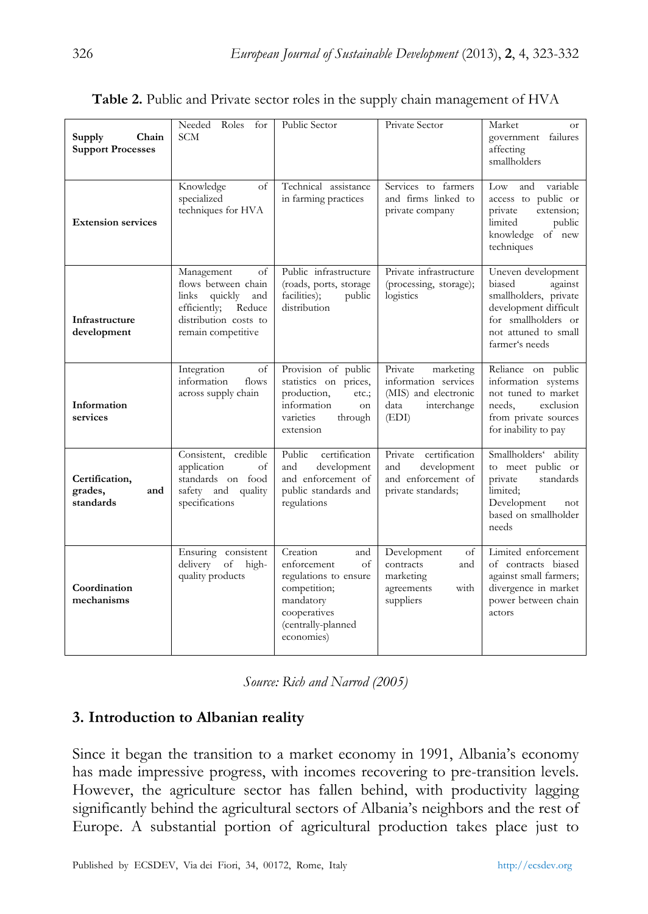**Table 2.** Public and Private sector roles in the supply chain management of HVA

| Supply Chain Support Processes | Needed Roles for SCM | Public Sector | Private Sector | Market or government failures affecting smallholders |
|---|---|---|---|---|
| **Extension services** | Knowledge of specialized techniques for HVA | Technical assistance in farming practices | Services to farmers and firms linked to private company | Low and variable access to public or private extension; limited public knowledge of new techniques |
| **Infrastructure development** | Management of flows between chain links quickly and efficiently; Reduce distribution costs to remain competitive | Public infrastructure (roads, ports, storage facilities); public distribution | Private infrastructure (processing, storage); logistics | Uneven development biased against smallholders, private development difficult for smallholders or not attuned to small farmer's needs |
| **Information services** | Integration of information flows across supply chain | Provision of public statistics on prices, production, etc.; information on varieties through extension | Private marketing information services (MIS) and electronic data interchange (EDI) | Reliance on public information systems not tuned to market needs, exclusion from private sources for inability to pay |
| **Certification, grades, and standards** | Consistent, credible application of standards on food safety and quality specifications | Public certification and development and enforcement of public standards and regulations | Private certification and development and enforcement of private standards; | Smallholders' ability to meet public or private standards limited; Development not based on smallholder needs |
| **Coordination mechanisms** | Ensuring consistent delivery of high-quality products | Creation and enforcement of regulations to ensure competition; mandatory cooperatives (centrally-planned economies) | Development of contracts and marketing agreements with suppliers | Limited enforcement of contracts biased against small farmers; divergence in market power between chain actors |

*Source: Rich and Narrod (2005)*

## 3. Introduction to Albanian reality

Since it began the transition to a market economy in 1991, Albania's economy has made impressive progress, with incomes recovering to pre-transition levels. However, the agriculture sector has fallen behind, with productivity lagging significantly behind the agricultural sectors of Albania's neighbors and the rest of Europe. A substantial portion of agricultural production takes place just to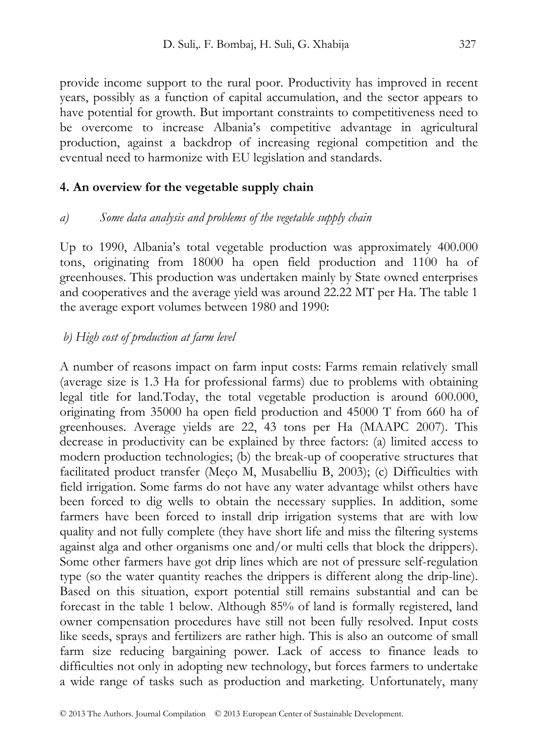provide income support to the rural poor. Productivity has improved in recent years, possibly as a function of capital accumulation, and the sector appears to have potential for growth. But important constraints to competitiveness need to be overcome to increase Albania's competitive advantage in agricultural production, against a backdrop of increasing regional competition and the eventual need to harmonize with EU legislation and standards.

## 4. An overview for the vegetable supply chain

### a) *Some data analysis and problems of the vegetable supply chain*

Up to 1990, Albania's total vegetable production was approximately 400.000 tons, originating from 18000 ha open field production and 1100 ha of greenhouses. This production was undertaken mainly by State owned enterprises and cooperatives and the average yield was around 22.22 MT per Ha. The table 1 the average export volumes between 1980 and 1990:

### b) *High cost of production at farm level*

A number of reasons impact on farm input costs: Farms remain relatively small (average size is 1.3 Ha for professional farms) due to problems with obtaining legal title for land.Today, the total vegetable production is around 600.000, originating from 35000 ha open field production and 45000 T from 660 ha of greenhouses. Average yields are 22, 43 tons per Ha (MAAPC 2007). This decrease in productivity can be explained by three factors: (a) limited access to modern production technologies; (b) the break-up of cooperative structures that facilitated product transfer (Meço M, Musabelliu B, 2003); (c) Difficulties with field irrigation. Some farms do not have any water advantage whilst others have been forced to dig wells to obtain the necessary supplies. In addition, some farmers have been forced to install drip irrigation systems that are with low quality and not fully complete (they have short life and miss the filtering systems against alga and other organisms one and/or multi cells that block the drippers). Some other farmers have got drip lines which are not of pressure self-regulation type (so the water quantity reaches the drippers is different along the drip-line). Based on this situation, export potential still remains substantial and can be forecast in the table 1 below. Although 85% of land is formally registered, land owner compensation procedures have still not been fully resolved. Input costs like seeds, sprays and fertilizers are rather high. This is also an outcome of small farm size reducing bargaining power. Lack of access to finance leads to difficulties not only in adopting new technology, but forces farmers to undertake a wide range of tasks such as production and marketing. Unfortunately, many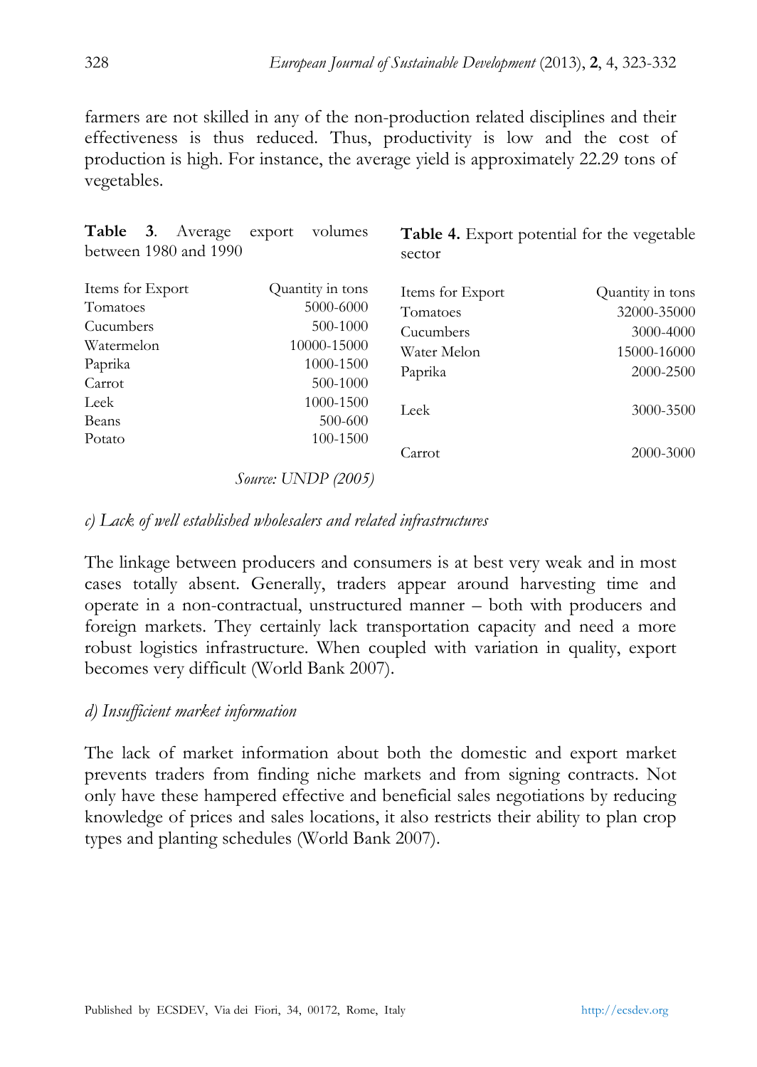farmers are not skilled in any of the non-production related disciplines and their effectiveness is thus reduced. Thus, productivity is low and the cost of production is high. For instance, the average yield is approximately 22.29 tons of vegetables.

**Table 3**. Average export volumes between 1980 and 1990

| Items for Export | Quantity in tons |
|---|---|
| Tomatoes | 5000-6000 |
| Cucumbers | 500-1000 |
| Watermelon | 10000-15000 |
| Paprika | 1000-1500 |
| Carrot | 500-1000 |
| Leek | 1000-1500 |
| Beans | 500-600 |
| Potato | 100-1500 |

Source: UNDP (2005)

**Table 4.** Export potential for the vegetable sector

| Items for Export | Quantity in tons |
|---|---|
| Tomatoes | 32000-35000 |
| Cucumbers | 3000-4000 |
| Water Melon | 15000-16000 |
| Paprika | 2000-2500 |
| Leek | 3000-3500 |
| Carrot | 2000-3000 |

*c) Lack of well established wholesalers and related infrastructures*

The linkage between producers and consumers is at best very weak and in most cases totally absent. Generally, traders appear around harvesting time and operate in a non-contractual, unstructured manner – both with producers and foreign markets. They certainly lack transportation capacity and need a more robust logistics infrastructure. When coupled with variation in quality, export becomes very difficult (World Bank 2007).

*d) Insufficient market information*

The lack of market information about both the domestic and export market prevents traders from finding niche markets and from signing contracts. Not only have these hampered effective and beneficial sales negotiations by reducing knowledge of prices and sales locations, it also restricts their ability to plan crop types and planting schedules (World Bank 2007).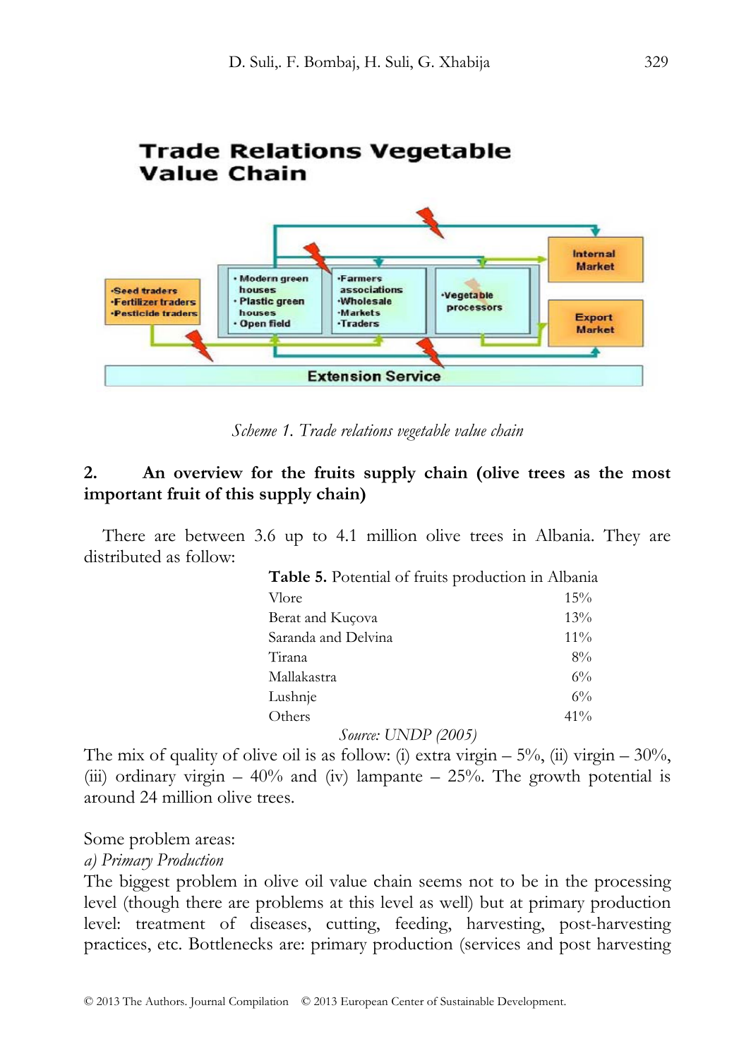Scheme 1. Trade relations vegetable value chain

## 2. An overview for the fruits supply chain (olive trees as the most important fruit of this supply chain)

There are between 3.6 up to 4.1 million olive trees in Albania. They are distributed as follow:

**Table 5.** Potential of fruits production in Albania

| | |
|---|---|
| Vlore | 15% |
| Berat and Kuçova | 13% |
| Saranda and Delvina | 11% |
| Tirana | 8% |
| Mallakastra | 6% |
| Lushnje | 6% |
| Others | 41% |

*Source: UNDP (2005)*

The mix of quality of olive oil is as follow: (i) extra virgin – 5%, (ii) virgin – 30%, (iii) ordinary virgin – 40% and (iv) lampante – 25%. The growth potential is around 24 million olive trees.

Some problem areas:

*a) Primary Production*

The biggest problem in olive oil value chain seems not to be in the processing level (though there are problems at this level as well) but at primary production level: treatment of diseases, cutting, feeding, harvesting, post-harvesting practices, etc. Bottlenecks are: primary production (services and post harvesting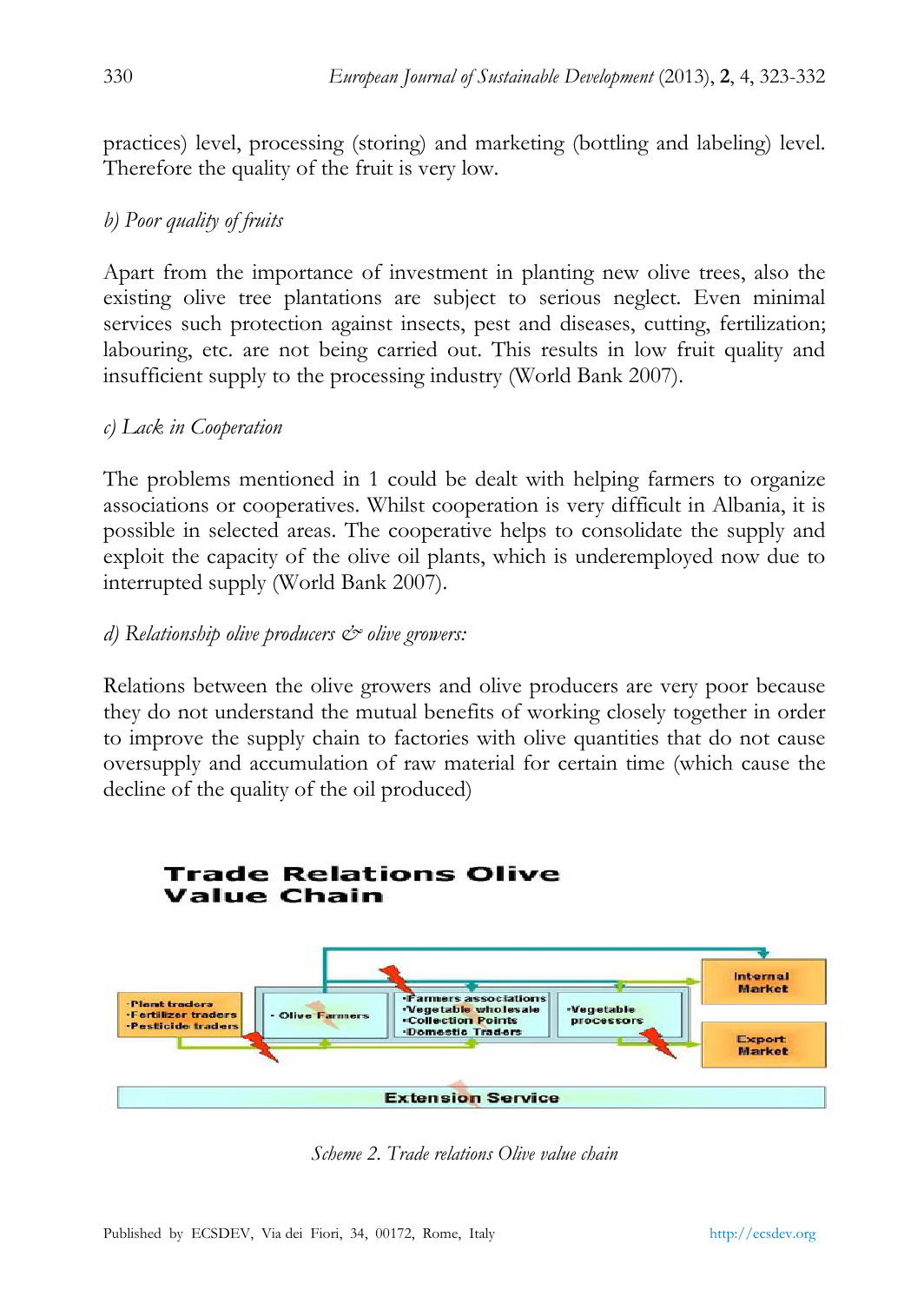practices) level, processing (storing) and marketing (bottling and labeling) level. Therefore the quality of the fruit is very low.

*b) Poor quality of fruits*

Apart from the importance of investment in planting new olive trees, also the existing olive tree plantations are subject to serious neglect. Even minimal services such protection against insects, pest and diseases, cutting, fertilization; labouring, etc. are not being carried out. This results in low fruit quality and insufficient supply to the processing industry (World Bank 2007).

*c) Lack in Cooperation*

The problems mentioned in 1 could be dealt with helping farmers to organize associations or cooperatives. Whilst cooperation is very difficult in Albania, it is possible in selected areas. The cooperative helps to consolidate the supply and exploit the capacity of the olive oil plants, which is underemployed now due to interrupted supply (World Bank 2007).

*d) Relationship olive producers & olive growers:*

Relations between the olive growers and olive producers are very poor because they do not understand the mutual benefits of working closely together in order to improve the supply chain to factories with olive quantities that do not cause oversupply and accumulation of raw material for certain time (which cause the decline of the quality of the oil produced)

**Trade Relations Olive Value Chain**

- Plant traders
- Fertilizer traders
- Pesticide traders

- Olive Farmers

- Farmers associations
- Vegetable wholesale
- Collection Points
- Domestic Traders

- Vegetable processors

Internal Market

Export Market

Extension Service

*Scheme 2. Trade relations Olive value chain*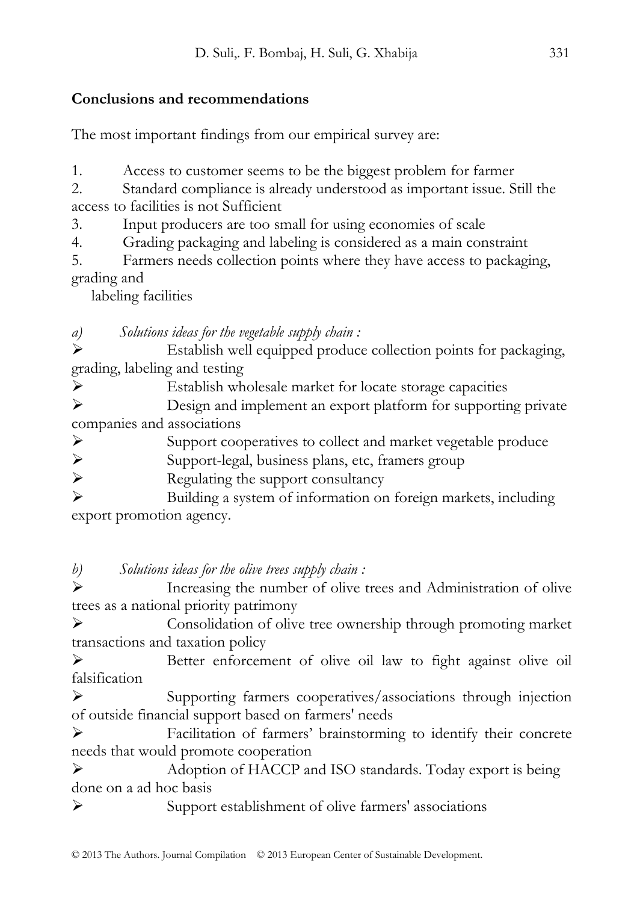## Conclusions and recommendations

The most important findings from our empirical survey are:

1. Access to customer seems to be the biggest problem for farmer
2. Standard compliance is already understood as important issue. Still the access to facilities is not Sufficient
3. Input producers are too small for using economies of scale
4. Grading packaging and labeling is considered as a main constraint
5. Farmers needs collection points where they have access to packaging, grading and labeling facilities

*a) Solutions ideas for the vegetable supply chain :*

- Establish well equipped produce collection points for packaging, grading, labeling and testing
- Establish wholesale market for locate storage capacities
- Design and implement an export platform for supporting private companies and associations
- Support cooperatives to collect and market vegetable produce
- Support-legal, business plans, etc, framers group
- Regulating the support consultancy
- Building a system of information on foreign markets, including export promotion agency.

*b) Solutions ideas for the olive trees supply chain :*

- Increasing the number of olive trees and Administration of olive trees as a national priority patrimony
- Consolidation of olive tree ownership through promoting market transactions and taxation policy
- Better enforcement of olive oil law to fight against olive oil falsification
- Supporting farmers cooperatives/associations through injection of outside financial support based on farmers' needs
- Facilitation of farmers' brainstorming to identify their concrete needs that would promote cooperation
- Adoption of HACCP and ISO standards. Today export is being done on a ad hoc basis
- Support establishment of olive farmers' associations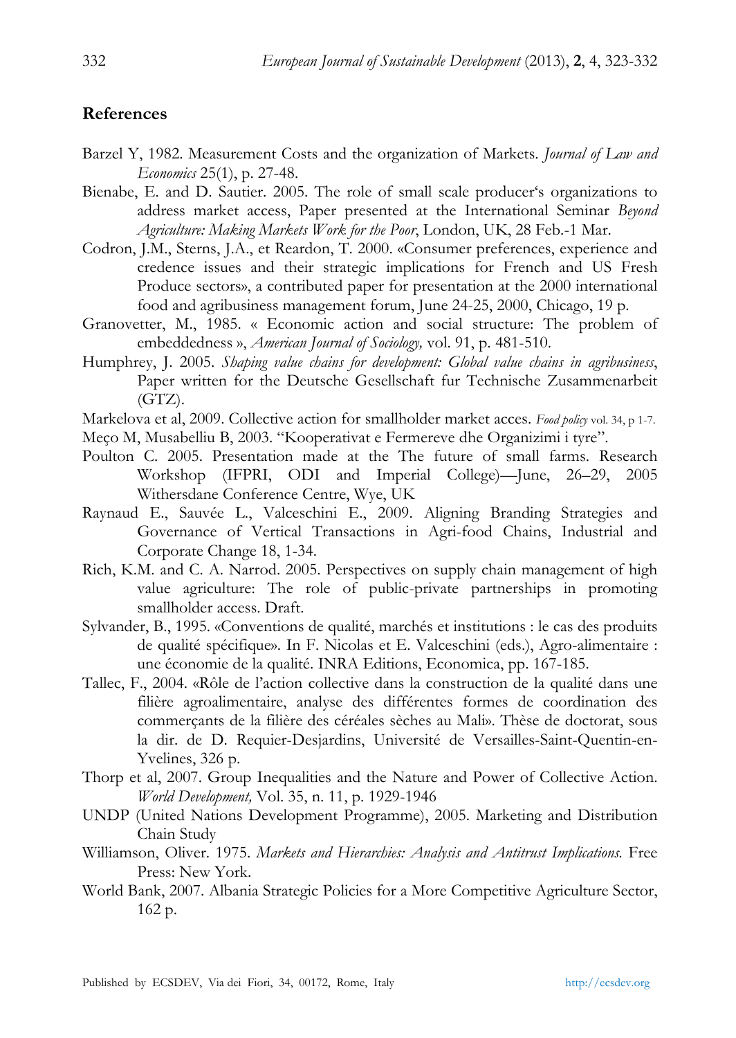## References

Barzel Y, 1982. Measurement Costs and the organization of Markets. *Journal of Law and Economics* 25(1), p. 27-48.

Bienabe, E. and D. Sautier. 2005. The role of small scale producer's organizations to address market access, Paper presented at the International Seminar *Beyond Agriculture: Making Markets Work for the Poor*, London, UK, 28 Feb.-1 Mar.

Codron, J.M., Sterns, J.A., et Reardon, T. 2000. «Consumer preferences, experience and credence issues and their strategic implications for French and US Fresh Produce sectors», a contributed paper for presentation at the 2000 international food and agribusiness management forum, June 24-25, 2000, Chicago, 19 p.

Granovetter, M., 1985. « Economic action and social structure: The problem of embeddedness », *American Journal of Sociology,* vol. 91, p. 481-510.

Humphrey, J. 2005. *Shaping value chains for development: Global value chains in agribusiness*, Paper written for the Deutsche Gesellschaft fur Technische Zusammenarbeit (GTZ).

Markelova et al, 2009. Collective action for smallholder market acces. *Food policy* vol. 34, p 1-7.

Meço M, Musabelliu B, 2003. "Kooperativat e Fermereve dhe Organizimi i tyre".

Poulton C. 2005. Presentation made at the The future of small farms. Research Workshop (IFPRI, ODI and Imperial College)—June, 26–29, 2005 Withersdane Conference Centre, Wye, UK

Raynaud E., Sauvée L., Valceschini E., 2009. Aligning Branding Strategies and Governance of Vertical Transactions in Agri-food Chains, Industrial and Corporate Change 18, 1-34.

Rich, K.M. and C. A. Narrod. 2005. Perspectives on supply chain management of high value agriculture: The role of public-private partnerships in promoting smallholder access. Draft.

Sylvander, B., 1995. «Conventions de qualité, marchés et institutions : le cas des produits de qualité spécifique». In F. Nicolas et E. Valceschini (eds.), Agro-alimentaire : une économie de la qualité. INRA Editions, Economica, pp. 167-185.

Tallec, F., 2004. «Rôle de l'action collective dans la construction de la qualité dans une filière agroalimentaire, analyse des différentes formes de coordination des commerçants de la filière des céréales sèches au Mali». Thèse de doctorat, sous la dir. de D. Requier-Desjardins, Université de Versailles-Saint-Quentin-en-Yvelines, 326 p.

Thorp et al, 2007. Group Inequalities and the Nature and Power of Collective Action. *World Development,* Vol. 35, n. 11, p. 1929-1946

UNDP (United Nations Development Programme), 2005. Marketing and Distribution Chain Study

Williamson, Oliver. 1975. *Markets and Hierarchies: Analysis and Antitrust Implications.* Free Press: New York.

World Bank, 2007. Albania Strategic Policies for a More Competitive Agriculture Sector, 162 p.